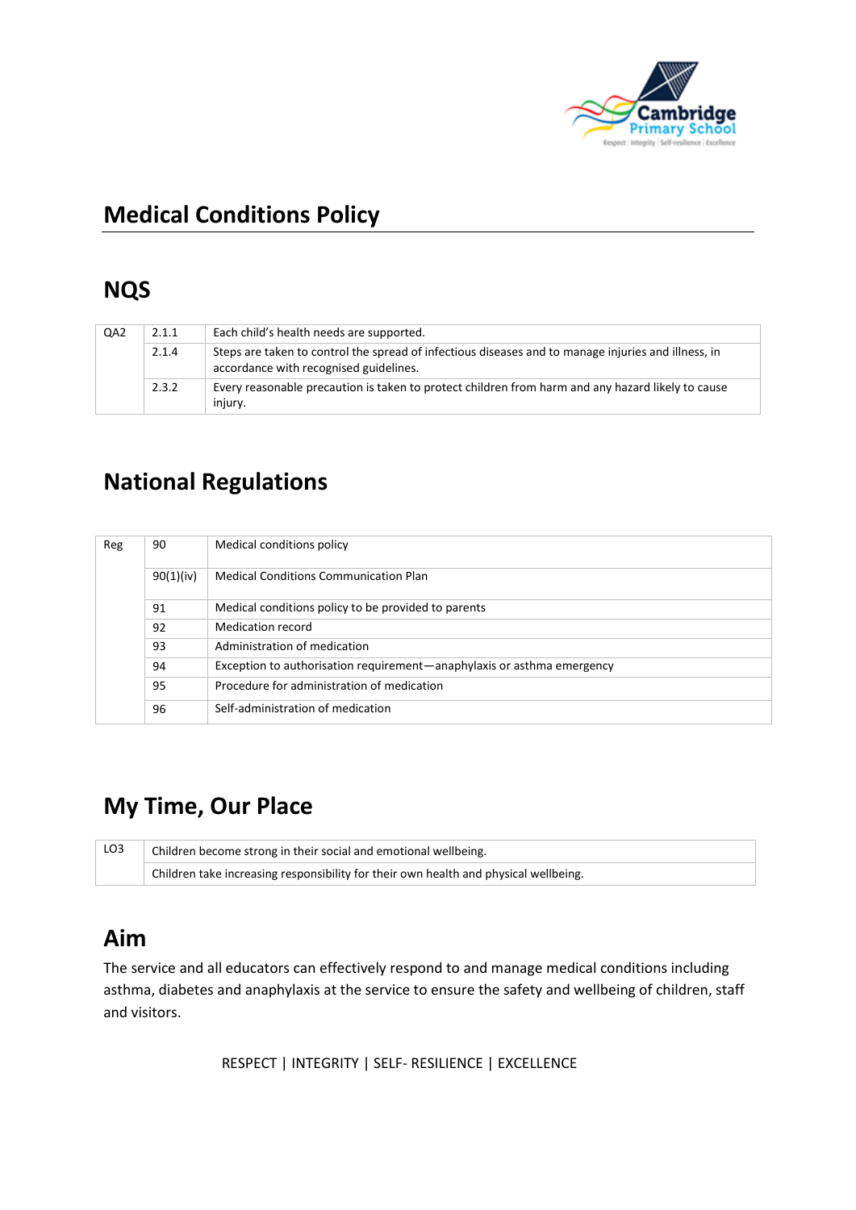# Medical Conditions Policy

## NQS

| QA2 | 2.1.1 | Each child's health needs are supported. |
|---|---|---|
| | 2.1.4 | Steps are taken to control the spread of infectious diseases and to manage injuries and illness, in accordance with recognised guidelines. |
| | 2.3.2 | Every reasonable precaution is taken to protect children from harm and any hazard likely to cause injury. |

## National Regulations

| Reg | 90 | Medical conditions policy |
|---|---|---|
| | 90(1)(iv) | Medical Conditions Communication Plan |
| | 91 | Medical conditions policy to be provided to parents |
| | 92 | Medication record |
| | 93 | Administration of medication |
| | 94 | Exception to authorisation requirement—anaphylaxis or asthma emergency |
| | 95 | Procedure for administration of medication |
| | 96 | Self-administration of medication |

## My Time, Our Place

| LO3 | Children become strong in their social and emotional wellbeing. |
|---|---|
| | Children take increasing responsibility for their own health and physical wellbeing. |

## Aim

The service and all educators can effectively respond to and manage medical conditions including asthma, diabetes and anaphylaxis at the service to ensure the safety and wellbeing of children, staff and visitors.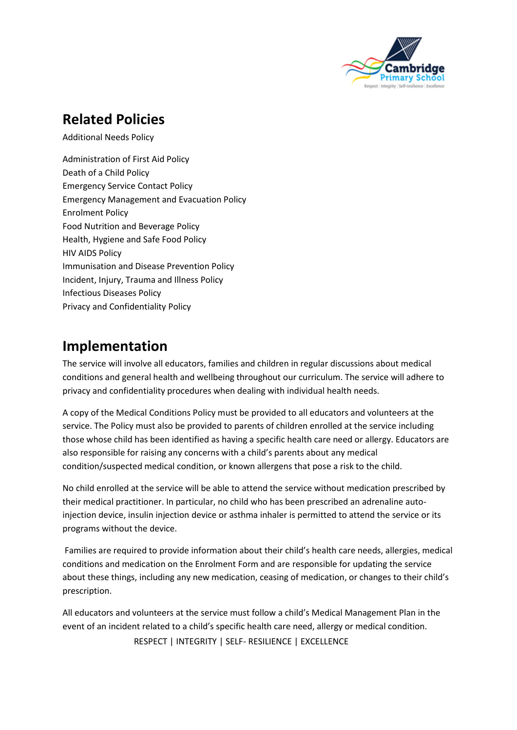## Related Policies

Additional Needs Policy

Administration of First Aid Policy
Death of a Child Policy
Emergency Service Contact Policy
Emergency Management and Evacuation Policy
Enrolment Policy
Food Nutrition and Beverage Policy
Health, Hygiene and Safe Food Policy
HIV AIDS Policy
Immunisation and Disease Prevention Policy
Incident, Injury, Trauma and Illness Policy
Infectious Diseases Policy
Privacy and Confidentiality Policy

## Implementation

The service will involve all educators, families and children in regular discussions about medical conditions and general health and wellbeing throughout our curriculum. The service will adhere to privacy and confidentiality procedures when dealing with individual health needs.

A copy of the Medical Conditions Policy must be provided to all educators and volunteers at the service. The Policy must also be provided to parents of children enrolled at the service including those whose child has been identified as having a specific health care need or allergy. Educators are also responsible for raising any concerns with a child's parents about any medical condition/suspected medical condition, or known allergens that pose a risk to the child.

No child enrolled at the service will be able to attend the service without medication prescribed by their medical practitioner. In particular, no child who has been prescribed an adrenaline auto-injection device, insulin injection device or asthma inhaler is permitted to attend the service or its programs without the device.

Families are required to provide information about their child's health care needs, allergies, medical conditions and medication on the Enrolment Form and are responsible for updating the service about these things, including any new medication, ceasing of medication, or changes to their child's prescription.

All educators and volunteers at the service must follow a child's Medical Management Plan in the event of an incident related to a child's specific health care need, allergy or medical condition.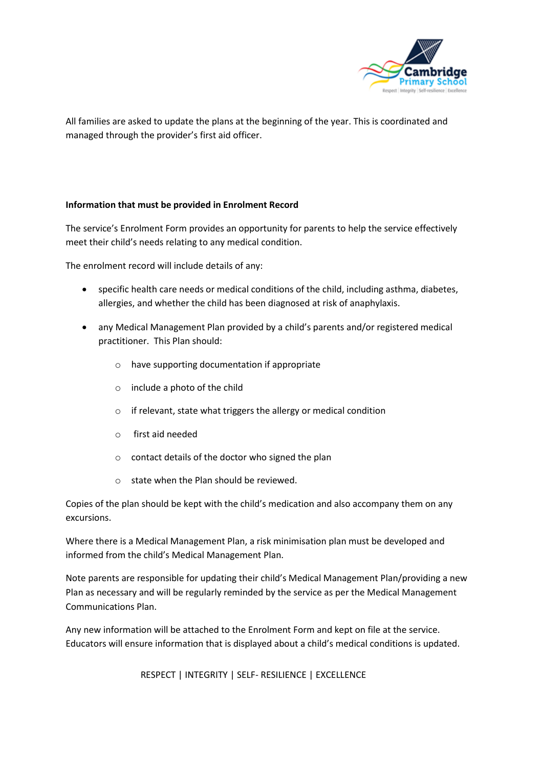All families are asked to update the plans at the beginning of the year. This is coordinated and managed through the provider's first aid officer.

**Information that must be provided in Enrolment Record**

The service's Enrolment Form provides an opportunity for parents to help the service effectively meet their child's needs relating to any medical condition.

The enrolment record will include details of any:

- specific health care needs or medical conditions of the child, including asthma, diabetes, allergies, and whether the child has been diagnosed at risk of anaphylaxis.
- any Medical Management Plan provided by a child's parents and/or registered medical practitioner. This Plan should:
  - have supporting documentation if appropriate
  - include a photo of the child
  - if relevant, state what triggers the allergy or medical condition
  - first aid needed
  - contact details of the doctor who signed the plan
  - state when the Plan should be reviewed.

Copies of the plan should be kept with the child's medication and also accompany them on any excursions.

Where there is a Medical Management Plan, a risk minimisation plan must be developed and informed from the child's Medical Management Plan.

Note parents are responsible for updating their child's Medical Management Plan/providing a new Plan as necessary and will be regularly reminded by the service as per the Medical Management Communications Plan.

Any new information will be attached to the Enrolment Form and kept on file at the service. Educators will ensure information that is displayed about a child's medical conditions is updated.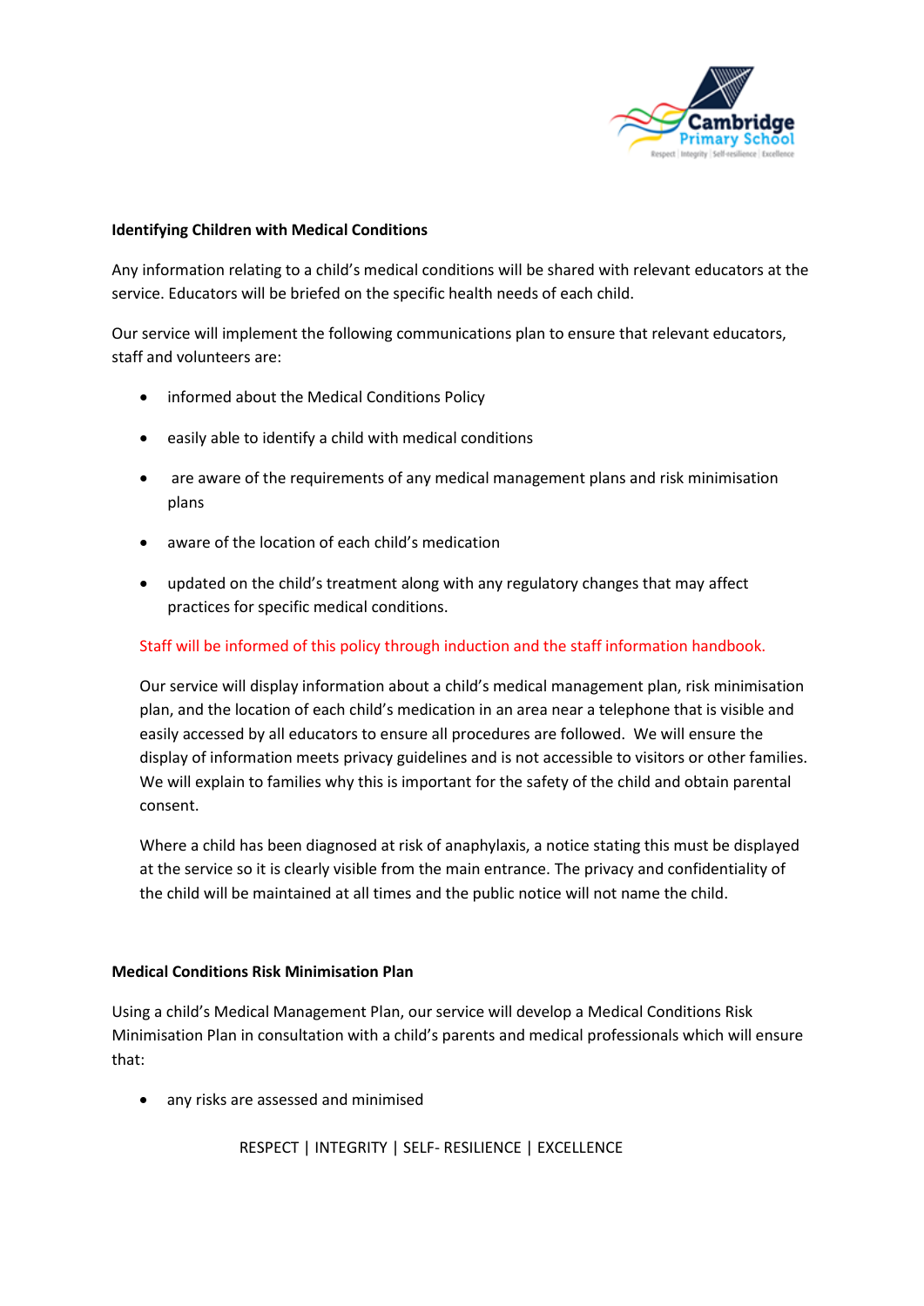**Identifying Children with Medical Conditions**

Any information relating to a child's medical conditions will be shared with relevant educators at the service. Educators will be briefed on the specific health needs of each child.

Our service will implement the following communications plan to ensure that relevant educators, staff and volunteers are:

- informed about the Medical Conditions Policy
- easily able to identify a child with medical conditions
- are aware of the requirements of any medical management plans and risk minimisation plans
- aware of the location of each child's medication
- updated on the child's treatment along with any regulatory changes that may affect practices for specific medical conditions.

Staff will be informed of this policy through induction and the staff information handbook.

Our service will display information about a child's medical management plan, risk minimisation plan, and the location of each child's medication in an area near a telephone that is visible and easily accessed by all educators to ensure all procedures are followed. We will ensure the display of information meets privacy guidelines and is not accessible to visitors or other families. We will explain to families why this is important for the safety of the child and obtain parental consent.

Where a child has been diagnosed at risk of anaphylaxis, a notice stating this must be displayed at the service so it is clearly visible from the main entrance. The privacy and confidentiality of the child will be maintained at all times and the public notice will not name the child.

**Medical Conditions Risk Minimisation Plan**

Using a child's Medical Management Plan, our service will develop a Medical Conditions Risk Minimisation Plan in consultation with a child's parents and medical professionals which will ensure that:

- any risks are assessed and minimised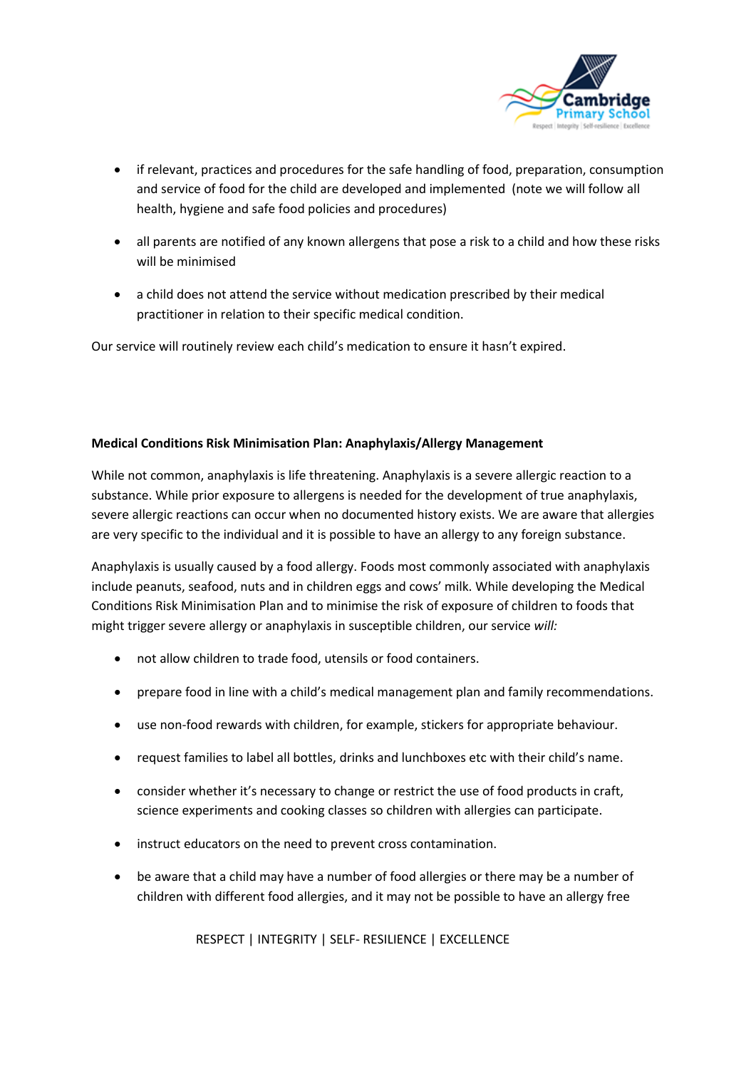- if relevant, practices and procedures for the safe handling of food, preparation, consumption and service of food for the child are developed and implemented  (note we will follow all health, hygiene and safe food policies and procedures)
- all parents are notified of any known allergens that pose a risk to a child and how these risks will be minimised
- a child does not attend the service without medication prescribed by their medical practitioner in relation to their specific medical condition.

Our service will routinely review each child's medication to ensure it hasn't expired.

**Medical Conditions Risk Minimisation Plan: Anaphylaxis/Allergy Management**

While not common, anaphylaxis is life threatening. Anaphylaxis is a severe allergic reaction to a substance. While prior exposure to allergens is needed for the development of true anaphylaxis, severe allergic reactions can occur when no documented history exists. We are aware that allergies are very specific to the individual and it is possible to have an allergy to any foreign substance.

Anaphylaxis is usually caused by a food allergy. Foods most commonly associated with anaphylaxis include peanuts, seafood, nuts and in children eggs and cows' milk. While developing the Medical Conditions Risk Minimisation Plan and to minimise the risk of exposure of children to foods that might trigger severe allergy or anaphylaxis in susceptible children, our service *will:*

- not allow children to trade food, utensils or food containers.
- prepare food in line with a child's medical management plan and family recommendations.
- use non-food rewards with children, for example, stickers for appropriate behaviour.
- request families to label all bottles, drinks and lunchboxes etc with their child's name.
- consider whether it's necessary to change or restrict the use of food products in craft, science experiments and cooking classes so children with allergies can participate.
- instruct educators on the need to prevent cross contamination.
- be aware that a child may have a number of food allergies or there may be a number of children with different food allergies, and it may not be possible to have an allergy free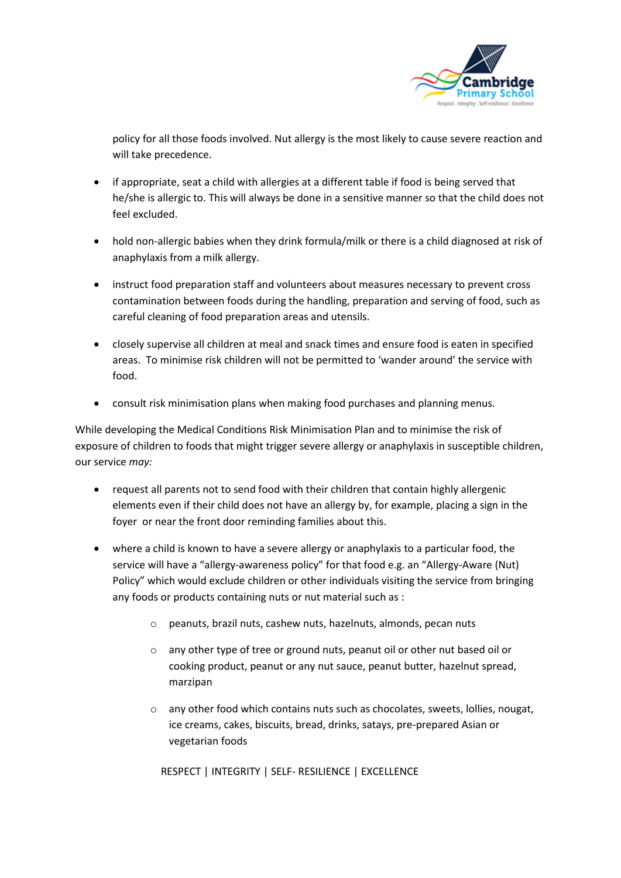policy for all those foods involved. Nut allergy is the most likely to cause severe reaction and will take precedence.

- if appropriate, seat a child with allergies at a different table if food is being served that he/she is allergic to. This will always be done in a sensitive manner so that the child does not feel excluded.
- hold non-allergic babies when they drink formula/milk or there is a child diagnosed at risk of anaphylaxis from a milk allergy.
- instruct food preparation staff and volunteers about measures necessary to prevent cross contamination between foods during the handling, preparation and serving of food, such as careful cleaning of food preparation areas and utensils.
- closely supervise all children at meal and snack times and ensure food is eaten in specified areas. To minimise risk children will not be permitted to 'wander around' the service with food.
- consult risk minimisation plans when making food purchases and planning menus.

While developing the Medical Conditions Risk Minimisation Plan and to minimise the risk of exposure of children to foods that might trigger severe allergy or anaphylaxis in susceptible children, our service *may:*

- request all parents not to send food with their children that contain highly allergenic elements even if their child does not have an allergy by, for example, placing a sign in the foyer or near the front door reminding families about this.
- where a child is known to have a severe allergy or anaphylaxis to a particular food, the service will have a "allergy-awareness policy" for that food e.g. an "Allergy-Aware (Nut) Policy" which would exclude children or other individuals visiting the service from bringing any foods or products containing nuts or nut material such as :
    - peanuts, brazil nuts, cashew nuts, hazelnuts, almonds, pecan nuts
    - any other type of tree or ground nuts, peanut oil or other nut based oil or cooking product, peanut or any nut sauce, peanut butter, hazelnut spread, marzipan
    - any other food which contains nuts such as chocolates, sweets, lollies, nougat, ice creams, cakes, biscuits, bread, drinks, satays, pre-prepared Asian or vegetarian foods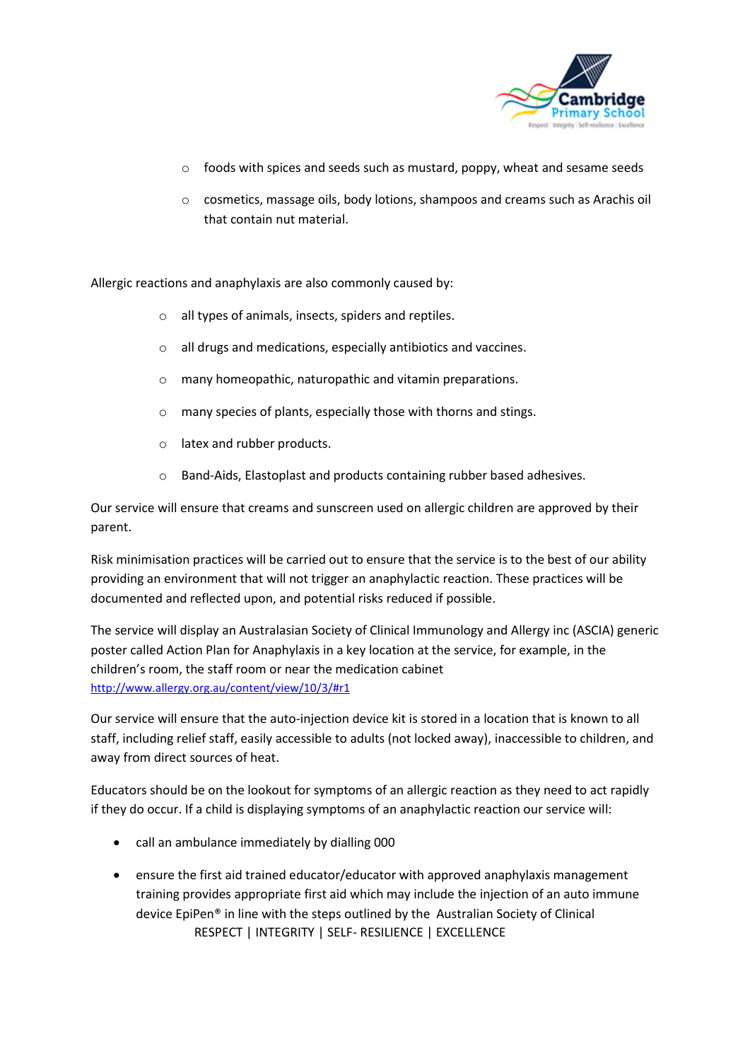- foods with spices and seeds such as mustard, poppy, wheat and sesame seeds
- cosmetics, massage oils, body lotions, shampoos and creams such as Arachis oil that contain nut material.

Allergic reactions and anaphylaxis are also commonly caused by:

- all types of animals, insects, spiders and reptiles.
- all drugs and medications, especially antibiotics and vaccines.
- many homeopathic, naturopathic and vitamin preparations.
- many species of plants, especially those with thorns and stings.
- latex and rubber products.
- Band-Aids, Elastoplast and products containing rubber based adhesives.

Our service will ensure that creams and sunscreen used on allergic children are approved by their parent.

Risk minimisation practices will be carried out to ensure that the service is to the best of our ability providing an environment that will not trigger an anaphylactic reaction. These practices will be documented and reflected upon, and potential risks reduced if possible.

The service will display an Australasian Society of Clinical Immunology and Allergy inc (ASCIA) generic poster called Action Plan for Anaphylaxis in a key location at the service, for example, in the children's room, the staff room or near the medication cabinet http://www.allergy.org.au/content/view/10/3/#r1

Our service will ensure that the auto-injection device kit is stored in a location that is known to all staff, including relief staff, easily accessible to adults (not locked away), inaccessible to children, and away from direct sources of heat.

Educators should be on the lookout for symptoms of an allergic reaction as they need to act rapidly if they do occur. If a child is displaying symptoms of an anaphylactic reaction our service will:

- call an ambulance immediately by dialling 000
- ensure the first aid trained educator/educator with approved anaphylaxis management training provides appropriate first aid which may include the injection of an auto immune device EpiPen® in line with the steps outlined by the Australian Society of Clinical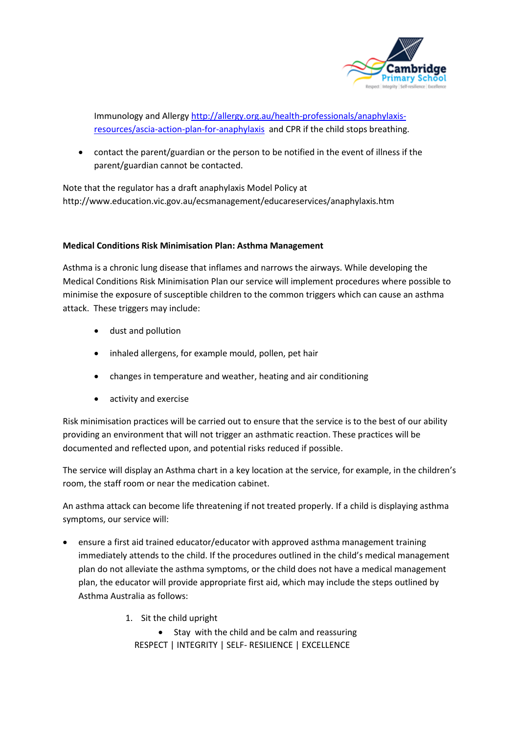Immunology and Allergy [http://allergy.org.au/health-professionals/anaphylaxis-resources/ascia-action-plan-for-anaphylaxis](http://allergy.org.au/health-professionals/anaphylaxis-resources/ascia-action-plan-for-anaphylaxis) and CPR if the child stops breathing.

- contact the parent/guardian or the person to be notified in the event of illness if the parent/guardian cannot be contacted.

Note that the regulator has a draft anaphylaxis Model Policy at http://www.education.vic.gov.au/ecsmanagement/educareservices/anaphylaxis.htm

**Medical Conditions Risk Minimisation Plan: Asthma Management**

Asthma is a chronic lung disease that inflames and narrows the airways. While developing the Medical Conditions Risk Minimisation Plan our service will implement procedures where possible to minimise the exposure of susceptible children to the common triggers which can cause an asthma attack. These triggers may include:

- dust and pollution
- inhaled allergens, for example mould, pollen, pet hair
- changes in temperature and weather, heating and air conditioning
- activity and exercise

Risk minimisation practices will be carried out to ensure that the service is to the best of our ability providing an environment that will not trigger an asthmatic reaction. These practices will be documented and reflected upon, and potential risks reduced if possible.

The service will display an Asthma chart in a key location at the service, for example, in the children's room, the staff room or near the medication cabinet.

An asthma attack can become life threatening if not treated properly. If a child is displaying asthma symptoms, our service will:

- ensure a first aid trained educator/educator with approved asthma management training immediately attends to the child. If the procedures outlined in the child's medical management plan do not alleviate the asthma symptoms, or the child does not have a medical management plan, the educator will provide appropriate first aid, which may include the steps outlined by Asthma Australia as follows:

  1. Sit the child upright
     - Stay with the child and be calm and reassuring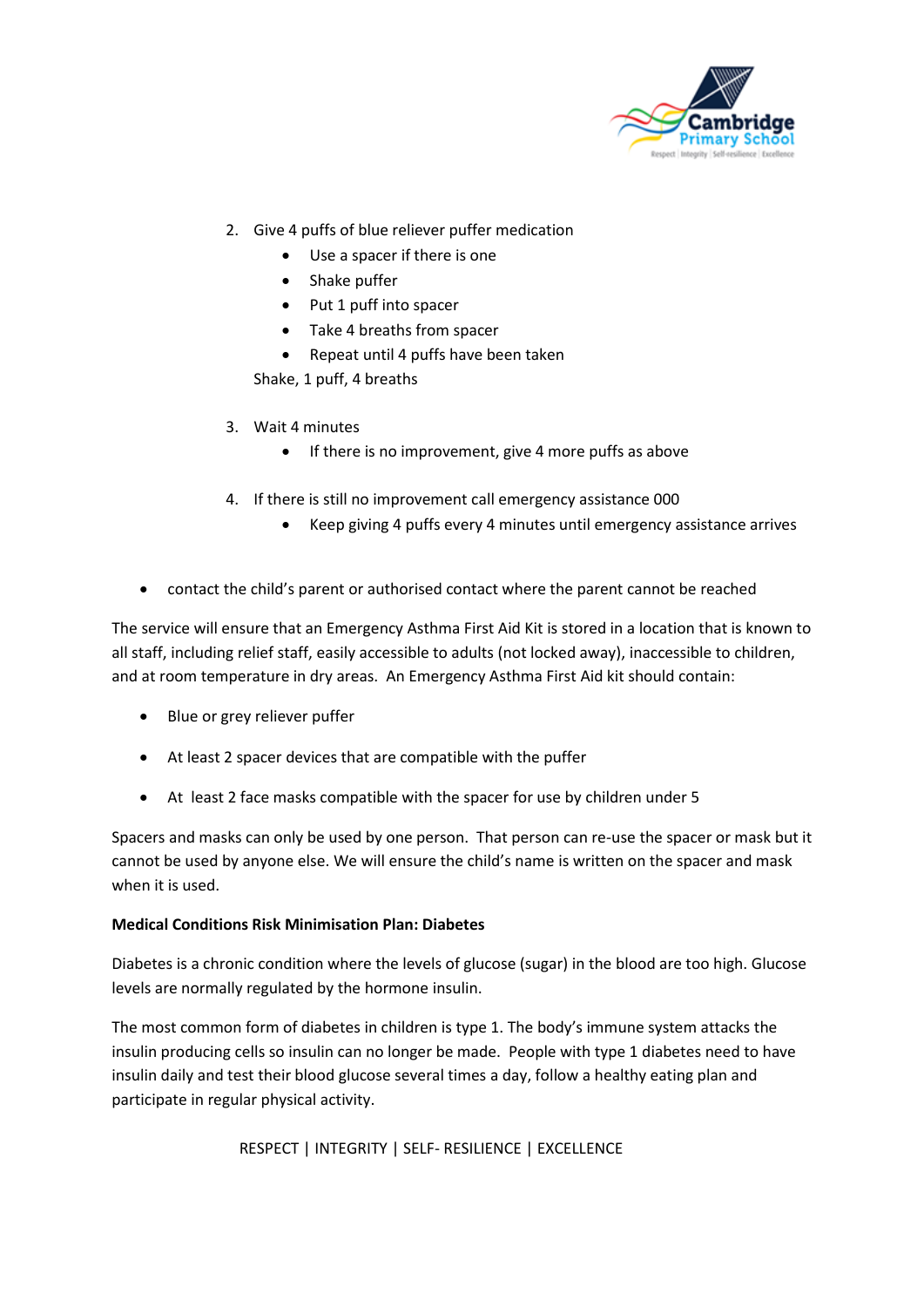2. Give 4 puffs of blue reliever puffer medication
    - Use a spacer if there is one
    - Shake puffer
    - Put 1 puff into spacer
    - Take 4 breaths from spacer
    - Repeat until 4 puffs have been taken

    Shake, 1 puff, 4 breaths

3. Wait 4 minutes
    - If there is no improvement, give 4 more puffs as above

4. If there is still no improvement call emergency assistance 000
    - Keep giving 4 puffs every 4 minutes until emergency assistance arrives

- contact the child's parent or authorised contact where the parent cannot be reached

The service will ensure that an Emergency Asthma First Aid Kit is stored in a location that is known to all staff, including relief staff, easily accessible to adults (not locked away), inaccessible to children, and at room temperature in dry areas. An Emergency Asthma First Aid kit should contain:

- Blue or grey reliever puffer
- At least 2 spacer devices that are compatible with the puffer
- At least 2 face masks compatible with the spacer for use by children under 5

Spacers and masks can only be used by one person. That person can re-use the spacer or mask but it cannot be used by anyone else. We will ensure the child's name is written on the spacer and mask when it is used.

**Medical Conditions Risk Minimisation Plan: Diabetes**

Diabetes is a chronic condition where the levels of glucose (sugar) in the blood are too high. Glucose levels are normally regulated by the hormone insulin.

The most common form of diabetes in children is type 1. The body's immune system attacks the insulin producing cells so insulin can no longer be made. People with type 1 diabetes need to have insulin daily and test their blood glucose several times a day, follow a healthy eating plan and participate in regular physical activity.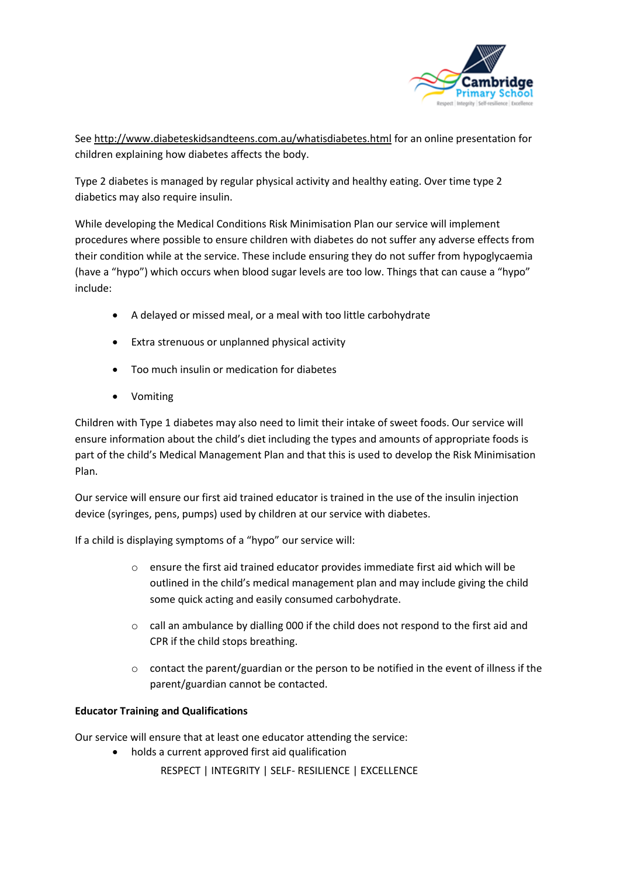See http://www.diabeteskidsandteens.com.au/whatisdiabetes.html for an online presentation for children explaining how diabetes affects the body.

Type 2 diabetes is managed by regular physical activity and healthy eating. Over time type 2 diabetics may also require insulin.

While developing the Medical Conditions Risk Minimisation Plan our service will implement procedures where possible to ensure children with diabetes do not suffer any adverse effects from their condition while at the service. These include ensuring they do not suffer from hypoglycaemia (have a "hypo") which occurs when blood sugar levels are too low. Things that can cause a "hypo" include:

- A delayed or missed meal, or a meal with too little carbohydrate
- Extra strenuous or unplanned physical activity
- Too much insulin or medication for diabetes
- Vomiting

Children with Type 1 diabetes may also need to limit their intake of sweet foods. Our service will ensure information about the child's diet including the types and amounts of appropriate foods is part of the child's Medical Management Plan and that this is used to develop the Risk Minimisation Plan.

Our service will ensure our first aid trained educator is trained in the use of the insulin injection device (syringes, pens, pumps) used by children at our service with diabetes.

If a child is displaying symptoms of a "hypo" our service will:

- ensure the first aid trained educator provides immediate first aid which will be outlined in the child's medical management plan and may include giving the child some quick acting and easily consumed carbohydrate.
- call an ambulance by dialling 000 if the child does not respond to the first aid and CPR if the child stops breathing.
- contact the parent/guardian or the person to be notified in the event of illness if the parent/guardian cannot be contacted.

**Educator Training and Qualifications**

Our service will ensure that at least one educator attending the service:

- holds a current approved first aid qualification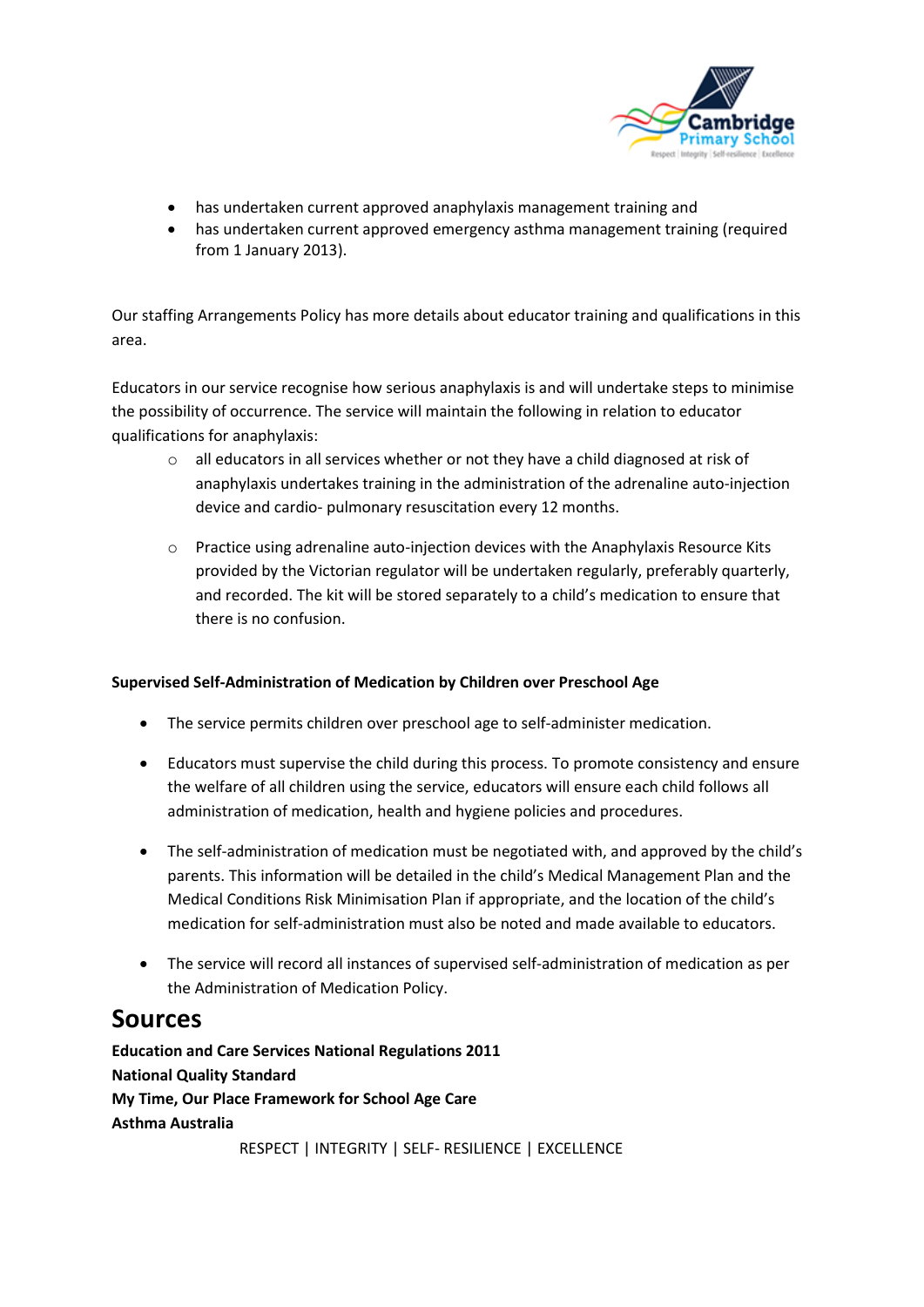- has undertaken current approved anaphylaxis management training and
- has undertaken current approved emergency asthma management training (required from 1 January 2013).

Our staffing Arrangements Policy has more details about educator training and qualifications in this area.

Educators in our service recognise how serious anaphylaxis is and will undertake steps to minimise the possibility of occurrence. The service will maintain the following in relation to educator qualifications for anaphylaxis:

- all educators in all services whether or not they have a child diagnosed at risk of anaphylaxis undertakes training in the administration of the adrenaline auto-injection device and cardio- pulmonary resuscitation every 12 months.

- Practice using adrenaline auto-injection devices with the Anaphylaxis Resource Kits provided by the Victorian regulator will be undertaken regularly, preferably quarterly, and recorded. The kit will be stored separately to a child's medication to ensure that there is no confusion.

**Supervised Self-Administration of Medication by Children over Preschool Age**

- The service permits children over preschool age to self-administer medication.

- Educators must supervise the child during this process. To promote consistency and ensure the welfare of all children using the service, educators will ensure each child follows all administration of medication, health and hygiene policies and procedures.

- The self-administration of medication must be negotiated with, and approved by the child's parents. This information will be detailed in the child's Medical Management Plan and the Medical Conditions Risk Minimisation Plan if appropriate, and the location of the child's medication for self-administration must also be noted and made available to educators.

- The service will record all instances of supervised self-administration of medication as per the Administration of Medication Policy.

## Sources

**Education and Care Services National Regulations 2011**
**National Quality Standard**
**My Time, Our Place Framework for School Age Care**
**Asthma Australia**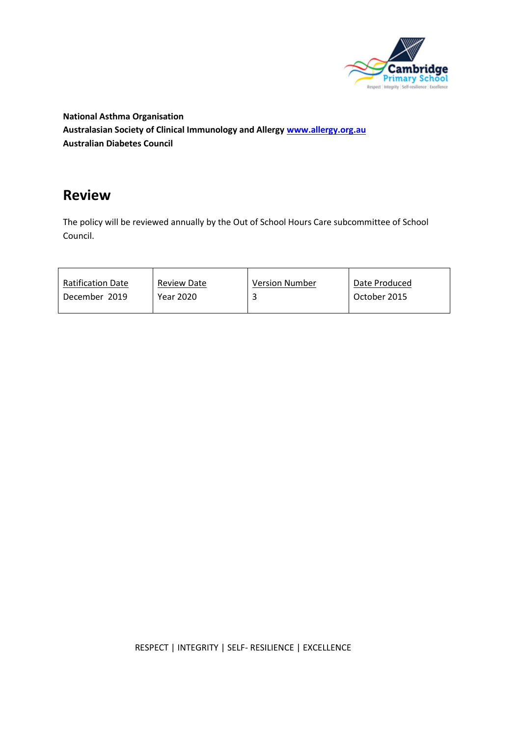**National Asthma Organisation**
**Australasian Society of Clinical Immunology and Allergy www.allergy.org.au**
**Australian Diabetes Council**

## Review

The policy will be reviewed annually by the Out of School Hours Care subcommittee of School Council.

| Ratification Date | Review Date | Version Number | Date Produced |
|---|---|---|---|
| December 2019 | Year 2020 | 3 | October 2015 |

RESPECT | INTEGRITY | SELF- RESILIENCE | EXCELLENCE